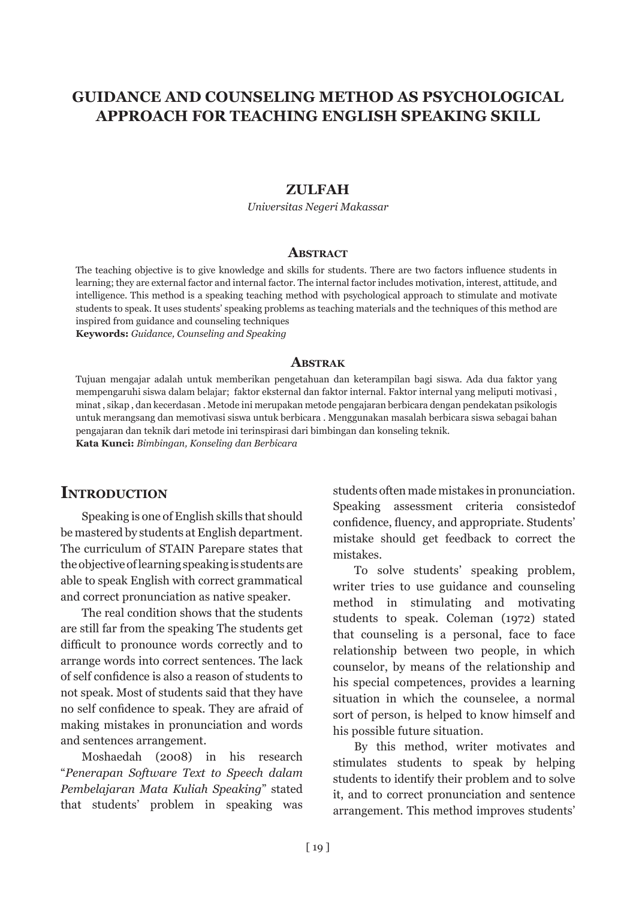# GUIDANCE AND COUNSELING METHOD AS PSYCHOLOGICAL APPROACH FOR TEACHING ENGLISH SPEAKING SKILL

**ZULFAH**

*Universitas Negeri Makassar*

## Abstract

The teaching objective is to give knowledge and skills for students. There are two factors influence students in learning; they are external factor and internal factor. The internal factor includes motivation, interest, attitude, and intelligence. This method is a speaking teaching method with psychological approach to stimulate and motivate students to speak. It uses students' speaking problems as teaching materials and the techniques of this method are inspired from guidance and counseling techniques

**Keywords:** *Guidance, Counseling and Speaking*

## Abstrak

Tujuan mengajar adalah untuk memberikan pengetahuan dan keterampilan bagi siswa. Ada dua faktor yang mempengaruhi siswa dalam belajar; faktor eksternal dan faktor internal. Faktor internal yang meliputi motivasi , minat , sikap , dan kecerdasan . Metode ini merupakan metode pengajaran berbicara dengan pendekatan psikologis untuk merangsang dan memotivasi siswa untuk berbicara . Menggunakan masalah berbicara siswa sebagai bahan pengajaran dan teknik dari metode ini terinspirasi dari bimbingan dan konseling teknik.

**Kata Kunci:** *Bimbingan, Konseling dan Berbicara*

## Introduction

Speaking is one of English skills that should be mastered by students at English department. The curriculum of STAIN Parepare states that the objective of learning speaking is students are able to speak English with correct grammatical and correct pronunciation as native speaker.

The real condition shows that the students are still far from the speaking The students get difficult to pronounce words correctly and to arrange words into correct sentences. The lack of self confidence is also a reason of students to not speak. Most of students said that they have no self confidence to speak. They are afraid of making mistakes in pronunciation and words and sentences arrangement.

Moshaedah (2008) in his research "*Penerapan Software Text to Speech dalam Pembelajaran Mata Kuliah Speaking*" stated that students' problem in speaking was students often made mistakes in pronunciation. Speaking assessment criteria consistedof confidence, fluency, and appropriate. Students' mistake should get feedback to correct the mistakes.

To solve students' speaking problem, writer tries to use guidance and counseling method in stimulating and motivating students to speak. Coleman (1972) stated that counseling is a personal, face to face relationship between two people, in which counselor, by means of the relationship and his special competences, provides a learning situation in which the counselee, a normal sort of person, is helped to know himself and his possible future situation.

By this method, writer motivates and stimulates students to speak by helping students to identify their problem and to solve it, and to correct pronunciation and sentence arrangement. This method improves students'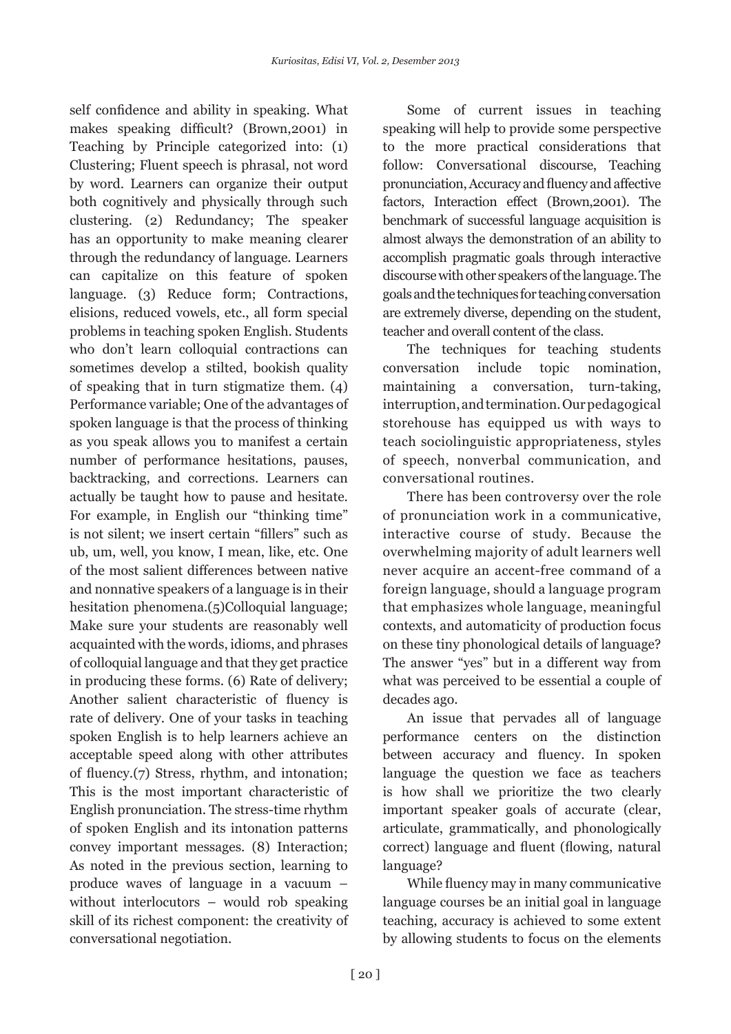self confidence and ability in speaking. What makes speaking difficult? (Brown,2001) in Teaching by Principle categorized into: (1) Clustering; Fluent speech is phrasal, not word by word. Learners can organize their output both cognitively and physically through such clustering. (2) Redundancy; The speaker has an opportunity to make meaning clearer through the redundancy of language. Learners can capitalize on this feature of spoken language. (3) Reduce form; Contractions, elisions, reduced vowels, etc., all form special problems in teaching spoken English. Students who don't learn colloquial contractions can sometimes develop a stilted, bookish quality of speaking that in turn stigmatize them. (4) Performance variable; One of the advantages of spoken language is that the process of thinking as you speak allows you to manifest a certain number of performance hesitations, pauses, backtracking, and corrections. Learners can actually be taught how to pause and hesitate. For example, in English our "thinking time" is not silent; we insert certain "fillers" such as ub, um, well, you know, I mean, like, etc. One of the most salient differences between native and nonnative speakers of a language is in their hesitation phenomena.(5)Colloquial language; Make sure your students are reasonably well acquainted with the words, idioms, and phrases of colloquial language and that they get practice in producing these forms. (6) Rate of delivery; Another salient characteristic of fluency is rate of delivery. One of your tasks in teaching spoken English is to help learners achieve an acceptable speed along with other attributes of fluency.(7) Stress, rhythm, and intonation; This is the most important characteristic of English pronunciation. The stress-time rhythm of spoken English and its intonation patterns convey important messages. (8) Interaction; As noted in the previous section, learning to produce waves of language in a vacuum – without interlocutors – would rob speaking skill of its richest component: the creativity of conversational negotiation.

Some of current issues in teaching speaking will help to provide some perspective to the more practical considerations that follow: Conversational discourse, Teaching pronunciation, Accuracy and fluency and affective factors, Interaction effect (Brown,2001). The benchmark of successful language acquisition is almost always the demonstration of an ability to accomplish pragmatic goals through interactive discourse with other speakers of the language. The goals and the techniques for teaching conversation are extremely diverse, depending on the student, teacher and overall content of the class.

The techniques for teaching students conversation include topic nomination, maintaining a conversation, turn-taking, interruption, and termination. Our pedagogical storehouse has equipped us with ways to teach sociolinguistic appropriateness, styles of speech, nonverbal communication, and conversational routines.

There has been controversy over the role of pronunciation work in a communicative, interactive course of study. Because the overwhelming majority of adult learners well never acquire an accent-free command of a foreign language, should a language program that emphasizes whole language, meaningful contexts, and automaticity of production focus on these tiny phonological details of language? The answer "yes" but in a different way from what was perceived to be essential a couple of decades ago.

An issue that pervades all of language performance centers on the distinction between accuracy and fluency. In spoken language the question we face as teachers is how shall we prioritize the two clearly important speaker goals of accurate (clear, articulate, grammatically, and phonologically correct) language and fluent (flowing, natural language?

While fluency may in many communicative language courses be an initial goal in language teaching, accuracy is achieved to some extent by allowing students to focus on the elements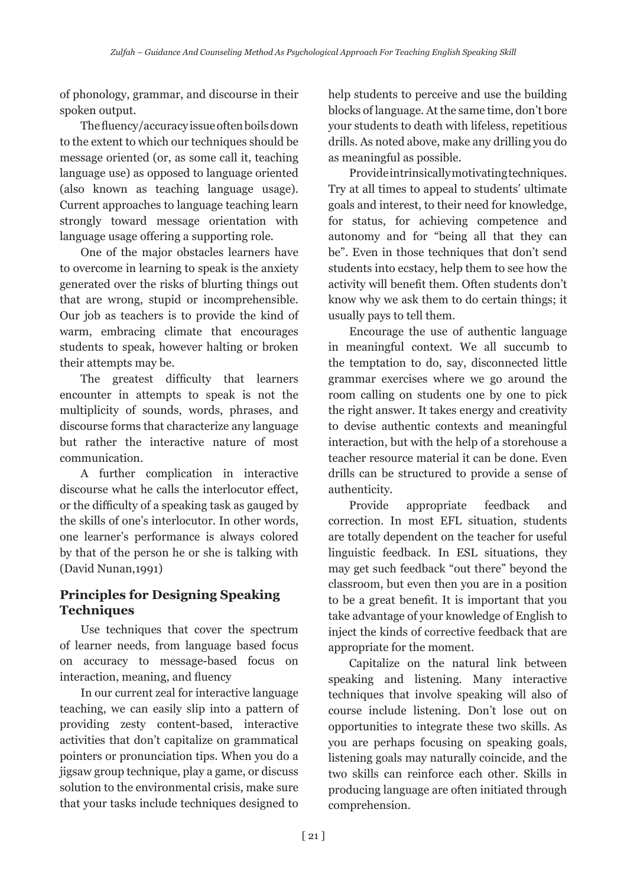of phonology, grammar, and discourse in their spoken output.

The fluency/accuracy issue often boils down to the extent to which our techniques should be message oriented (or, as some call it, teaching language use) as opposed to language oriented (also known as teaching language usage). Current approaches to language teaching learn strongly toward message orientation with language usage offering a supporting role.

One of the major obstacles learners have to overcome in learning to speak is the anxiety generated over the risks of blurting things out that are wrong, stupid or incomprehensible. Our job as teachers is to provide the kind of warm, embracing climate that encourages students to speak, however halting or broken their attempts may be.

The greatest difficulty that learners encounter in attempts to speak is not the multiplicity of sounds, words, phrases, and discourse forms that characterize any language but rather the interactive nature of most communication.

A further complication in interactive discourse what he calls the interlocutor effect, or the difficulty of a speaking task as gauged by the skills of one's interlocutor. In other words, one learner's performance is always colored by that of the person he or she is talking with (David Nunan,1991)

## Principles for Designing Speaking Techniques

Use techniques that cover the spectrum of learner needs, from language based focus on accuracy to message-based focus on interaction, meaning, and fluency

In our current zeal for interactive language teaching, we can easily slip into a pattern of providing zesty content-based, interactive activities that don't capitalize on grammatical pointers or pronunciation tips. When you do a jigsaw group technique, play a game, or discuss solution to the environmental crisis, make sure that your tasks include techniques designed to help students to perceive and use the building blocks of language. At the same time, don't bore your students to death with lifeless, repetitious drills. As noted above, make any drilling you do as meaningful as possible.

Provide intrinsically motivating techniques. Try at all times to appeal to students' ultimate goals and interest, to their need for knowledge, for status, for achieving competence and autonomy and for "being all that they can be". Even in those techniques that don't send students into ecstacy, help them to see how the activity will benefit them. Often students don't know why we ask them to do certain things; it usually pays to tell them.

Encourage the use of authentic language in meaningful context. We all succumb to the temptation to do, say, disconnected little grammar exercises where we go around the room calling on students one by one to pick the right answer. It takes energy and creativity to devise authentic contexts and meaningful interaction, but with the help of a storehouse a teacher resource material it can be done. Even drills can be structured to provide a sense of authenticity.

Provide appropriate feedback and correction. In most EFL situation, students are totally dependent on the teacher for useful linguistic feedback. In ESL situations, they may get such feedback "out there" beyond the classroom, but even then you are in a position to be a great benefit. It is important that you take advantage of your knowledge of English to inject the kinds of corrective feedback that are appropriate for the moment.

Capitalize on the natural link between speaking and listening. Many interactive techniques that involve speaking will also of course include listening. Don't lose out on opportunities to integrate these two skills. As you are perhaps focusing on speaking goals, listening goals may naturally coincide, and the two skills can reinforce each other. Skills in producing language are often initiated through comprehension.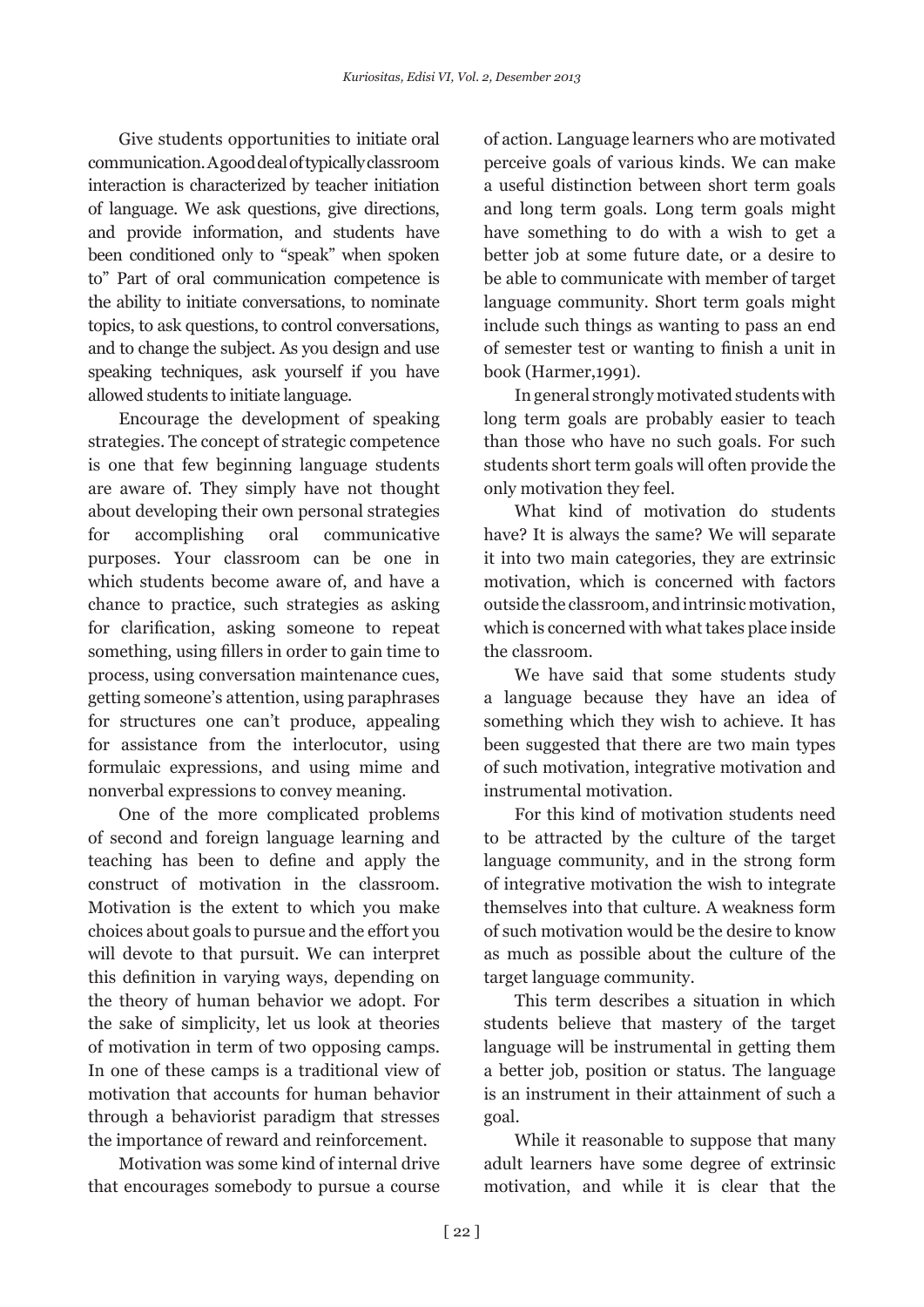Give students opportunities to initiate oral communication. A good deal of typically classroom interaction is characterized by teacher initiation of language. We ask questions, give directions, and provide information, and students have been conditioned only to "speak" when spoken to" Part of oral communication competence is the ability to initiate conversations, to nominate topics, to ask questions, to control conversations, and to change the subject. As you design and use speaking techniques, ask yourself if you have allowed students to initiate language.

Encourage the development of speaking strategies. The concept of strategic competence is one that few beginning language students are aware of. They simply have not thought about developing their own personal strategies for accomplishing oral communicative purposes. Your classroom can be one in which students become aware of, and have a chance to practice, such strategies as asking for clarification, asking someone to repeat something, using fillers in order to gain time to process, using conversation maintenance cues, getting someone's attention, using paraphrases for structures one can't produce, appealing for assistance from the interlocutor, using formulaic expressions, and using mime and nonverbal expressions to convey meaning.

One of the more complicated problems of second and foreign language learning and teaching has been to define and apply the construct of motivation in the classroom. Motivation is the extent to which you make choices about goals to pursue and the effort you will devote to that pursuit. We can interpret this definition in varying ways, depending on the theory of human behavior we adopt. For the sake of simplicity, let us look at theories of motivation in term of two opposing camps. In one of these camps is a traditional view of motivation that accounts for human behavior through a behaviorist paradigm that stresses the importance of reward and reinforcement.

Motivation was some kind of internal drive that encourages somebody to pursue a course of action. Language learners who are motivated perceive goals of various kinds. We can make a useful distinction between short term goals and long term goals. Long term goals might have something to do with a wish to get a better job at some future date, or a desire to be able to communicate with member of target language community. Short term goals might include such things as wanting to pass an end of semester test or wanting to finish a unit in book (Harmer,1991).

In general strongly motivated students with long term goals are probably easier to teach than those who have no such goals. For such students short term goals will often provide the only motivation they feel.

What kind of motivation do students have? It is always the same? We will separate it into two main categories, they are extrinsic motivation, which is concerned with factors outside the classroom, and intrinsic motivation, which is concerned with what takes place inside the classroom.

We have said that some students study a language because they have an idea of something which they wish to achieve. It has been suggested that there are two main types of such motivation, integrative motivation and instrumental motivation.

For this kind of motivation students need to be attracted by the culture of the target language community, and in the strong form of integrative motivation the wish to integrate themselves into that culture. A weakness form of such motivation would be the desire to know as much as possible about the culture of the target language community.

This term describes a situation in which students believe that mastery of the target language will be instrumental in getting them a better job, position or status. The language is an instrument in their attainment of such a goal.

While it reasonable to suppose that many adult learners have some degree of extrinsic motivation, and while it is clear that the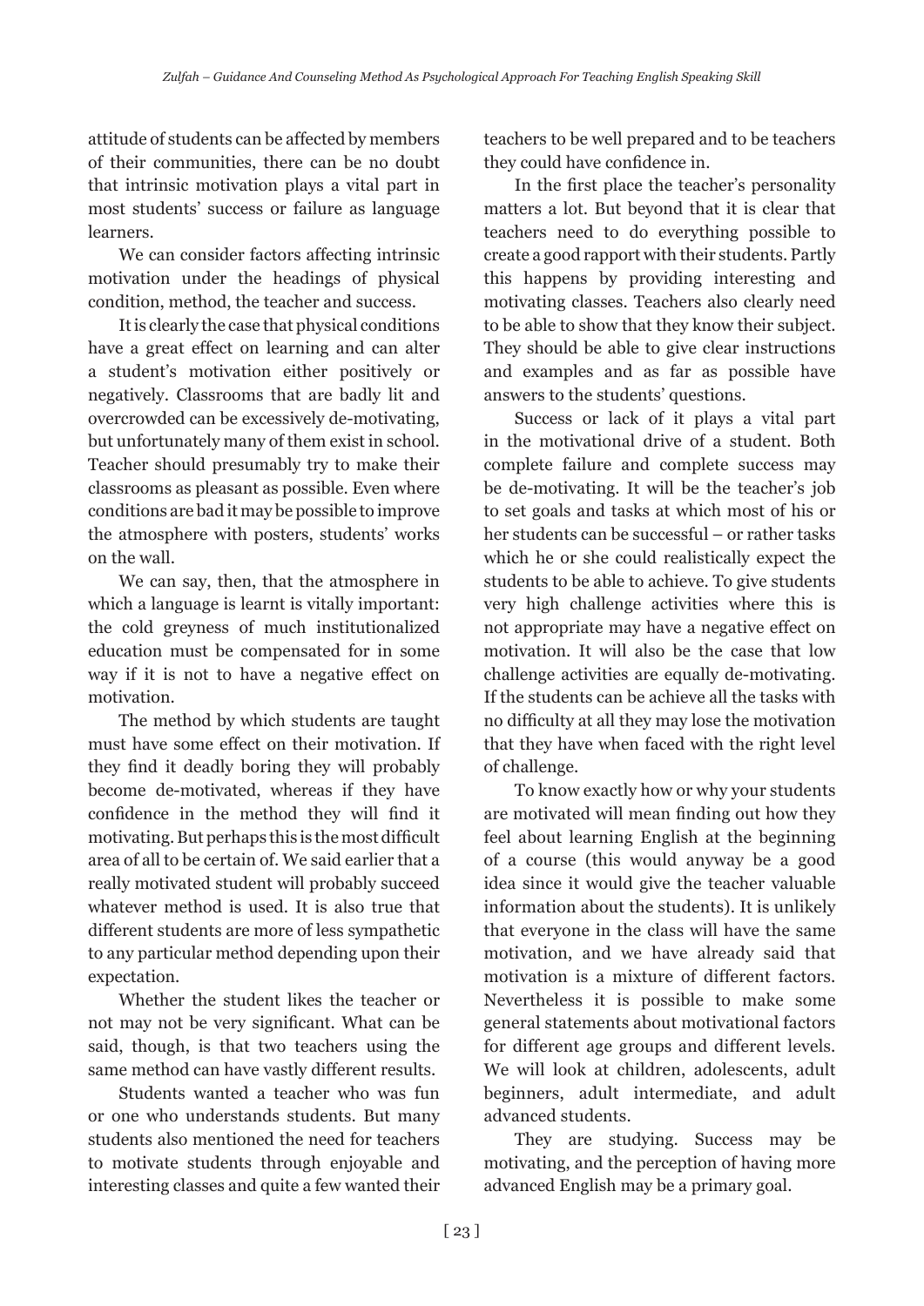attitude of students can be affected by members of their communities, there can be no doubt that intrinsic motivation plays a vital part in most students' success or failure as language learners.

We can consider factors affecting intrinsic motivation under the headings of physical condition, method, the teacher and success.

It is clearly the case that physical conditions have a great effect on learning and can alter a student's motivation either positively or negatively. Classrooms that are badly lit and overcrowded can be excessively de-motivating, but unfortunately many of them exist in school. Teacher should presumably try to make their classrooms as pleasant as possible. Even where conditions are bad it may be possible to improve the atmosphere with posters, students' works on the wall.

We can say, then, that the atmosphere in which a language is learnt is vitally important: the cold greyness of much institutionalized education must be compensated for in some way if it is not to have a negative effect on motivation.

The method by which students are taught must have some effect on their motivation. If they find it deadly boring they will probably become de-motivated, whereas if they have confidence in the method they will find it motivating. But perhaps this is the most difficult area of all to be certain of. We said earlier that a really motivated student will probably succeed whatever method is used. It is also true that different students are more of less sympathetic to any particular method depending upon their expectation.

Whether the student likes the teacher or not may not be very significant. What can be said, though, is that two teachers using the same method can have vastly different results.

Students wanted a teacher who was fun or one who understands students. But many students also mentioned the need for teachers to motivate students through enjoyable and interesting classes and quite a few wanted their teachers to be well prepared and to be teachers they could have confidence in.

In the first place the teacher's personality matters a lot. But beyond that it is clear that teachers need to do everything possible to create a good rapport with their students. Partly this happens by providing interesting and motivating classes. Teachers also clearly need to be able to show that they know their subject. They should be able to give clear instructions and examples and as far as possible have answers to the students' questions.

Success or lack of it plays a vital part in the motivational drive of a student. Both complete failure and complete success may be de-motivating. It will be the teacher's job to set goals and tasks at which most of his or her students can be successful – or rather tasks which he or she could realistically expect the students to be able to achieve. To give students very high challenge activities where this is not appropriate may have a negative effect on motivation. It will also be the case that low challenge activities are equally de-motivating. If the students can be achieve all the tasks with no difficulty at all they may lose the motivation that they have when faced with the right level of challenge.

To know exactly how or why your students are motivated will mean finding out how they feel about learning English at the beginning of a course (this would anyway be a good idea since it would give the teacher valuable information about the students). It is unlikely that everyone in the class will have the same motivation, and we have already said that motivation is a mixture of different factors. Nevertheless it is possible to make some general statements about motivational factors for different age groups and different levels. We will look at children, adolescents, adult beginners, adult intermediate, and adult advanced students.

They are studying. Success may be motivating, and the perception of having more advanced English may be a primary goal.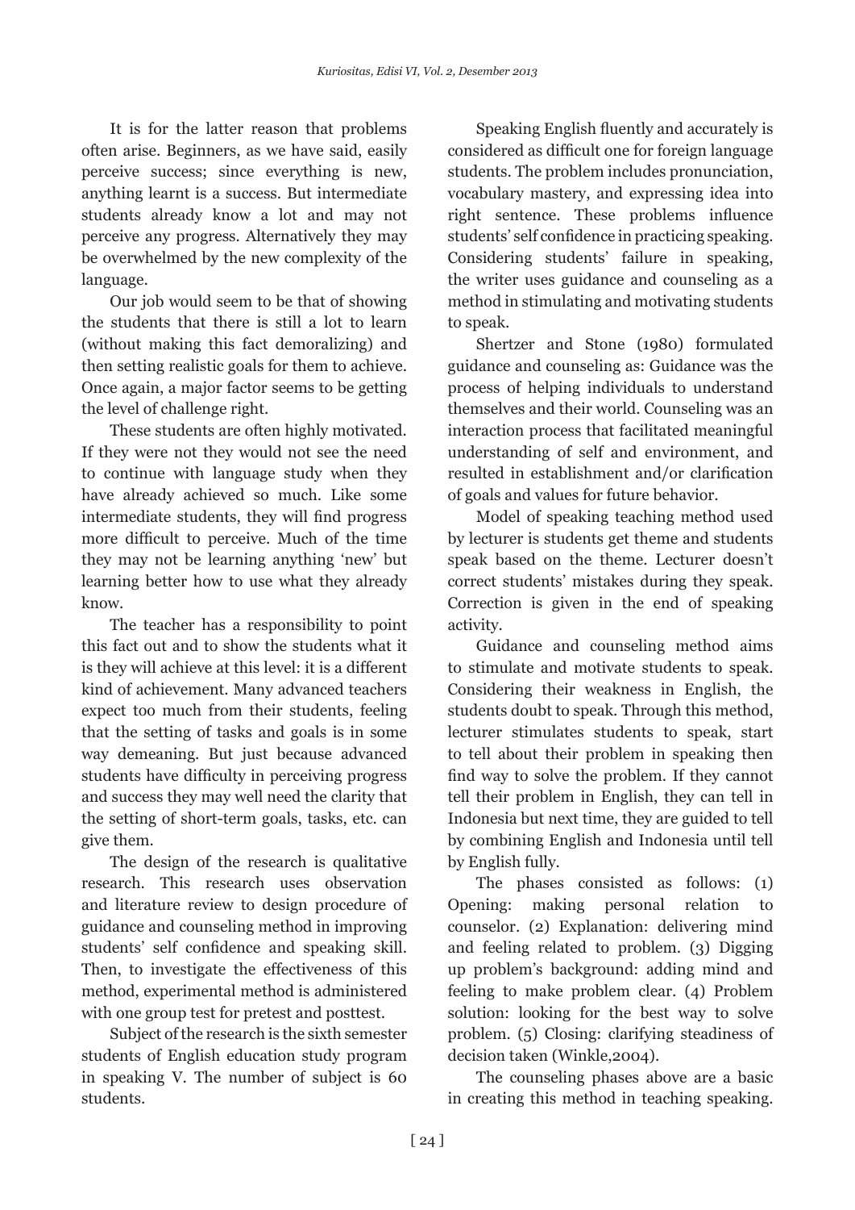It is for the latter reason that problems often arise. Beginners, as we have said, easily perceive success; since everything is new, anything learnt is a success. But intermediate students already know a lot and may not perceive any progress. Alternatively they may be overwhelmed by the new complexity of the language.

Our job would seem to be that of showing the students that there is still a lot to learn (without making this fact demoralizing) and then setting realistic goals for them to achieve. Once again, a major factor seems to be getting the level of challenge right.

These students are often highly motivated. If they were not they would not see the need to continue with language study when they have already achieved so much. Like some intermediate students, they will find progress more difficult to perceive. Much of the time they may not be learning anything 'new' but learning better how to use what they already know.

The teacher has a responsibility to point this fact out and to show the students what it is they will achieve at this level: it is a different kind of achievement. Many advanced teachers expect too much from their students, feeling that the setting of tasks and goals is in some way demeaning. But just because advanced students have difficulty in perceiving progress and success they may well need the clarity that the setting of short-term goals, tasks, etc. can give them.

The design of the research is qualitative research. This research uses observation and literature review to design procedure of guidance and counseling method in improving students' self confidence and speaking skill. Then, to investigate the effectiveness of this method, experimental method is administered with one group test for pretest and posttest.

Subject of the research is the sixth semester students of English education study program in speaking V. The number of subject is 60 students.

Speaking English fluently and accurately is considered as difficult one for foreign language students. The problem includes pronunciation, vocabulary mastery, and expressing idea into right sentence. These problems influence students' self confidence in practicing speaking. Considering students' failure in speaking, the writer uses guidance and counseling as a method in stimulating and motivating students to speak.

Shertzer and Stone (1980) formulated guidance and counseling as: Guidance was the process of helping individuals to understand themselves and their world. Counseling was an interaction process that facilitated meaningful understanding of self and environment, and resulted in establishment and/or clarification of goals and values for future behavior.

Model of speaking teaching method used by lecturer is students get theme and students speak based on the theme. Lecturer doesn't correct students' mistakes during they speak. Correction is given in the end of speaking activity.

Guidance and counseling method aims to stimulate and motivate students to speak. Considering their weakness in English, the students doubt to speak. Through this method, lecturer stimulates students to speak, start to tell about their problem in speaking then find way to solve the problem. If they cannot tell their problem in English, they can tell in Indonesia but next time, they are guided to tell by combining English and Indonesia until tell by English fully.

The phases consisted as follows: (1) Opening: making personal relation to counselor. (2) Explanation: delivering mind and feeling related to problem. (3) Digging up problem's background: adding mind and feeling to make problem clear. (4) Problem solution: looking for the best way to solve problem. (5) Closing: clarifying steadiness of decision taken (Winkle,2004).

The counseling phases above are a basic in creating this method in teaching speaking.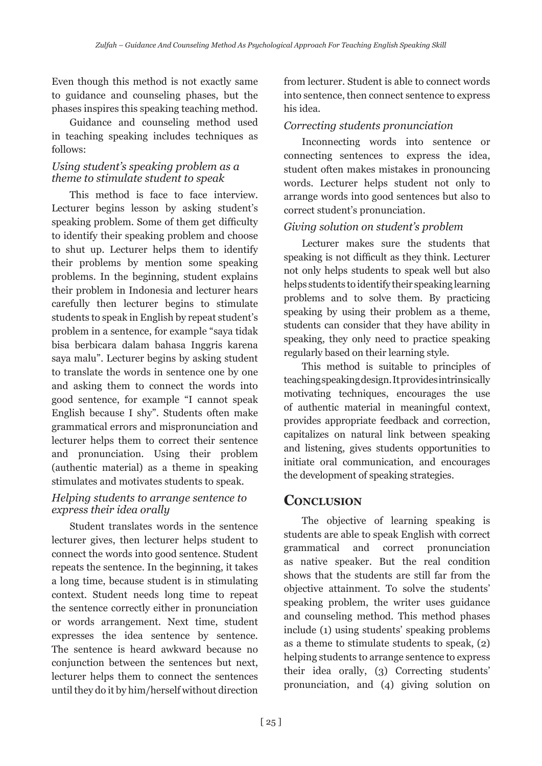Even though this method is not exactly same to guidance and counseling phases, but the phases inspires this speaking teaching method.

Guidance and counseling method used in teaching speaking includes techniques as follows:

### *Using student's speaking problem as a theme to stimulate student to speak*

This method is face to face interview. Lecturer begins lesson by asking student's speaking problem. Some of them get difficulty to identify their speaking problem and choose to shut up. Lecturer helps them to identify their problems by mention some speaking problems. In the beginning, student explains their problem in Indonesia and lecturer hears carefully then lecturer begins to stimulate students to speak in English by repeat student's problem in a sentence, for example "saya tidak bisa berbicara dalam bahasa Inggris karena saya malu". Lecturer begins by asking student to translate the words in sentence one by one and asking them to connect the words into good sentence, for example "I cannot speak English because I shy". Students often make grammatical errors and mispronunciation and lecturer helps them to correct their sentence and pronunciation. Using their problem (authentic material) as a theme in speaking stimulates and motivates students to speak.

### *Helping students to arrange sentence to express their idea orally*

Student translates words in the sentence lecturer gives, then lecturer helps student to connect the words into good sentence. Student repeats the sentence. In the beginning, it takes a long time, because student is in stimulating context. Student needs long time to repeat the sentence correctly either in pronunciation or words arrangement. Next time, student expresses the idea sentence by sentence. The sentence is heard awkward because no conjunction between the sentences but next, lecturer helps them to connect the sentences until they do it by him/herself without direction from lecturer. Student is able to connect words into sentence, then connect sentence to express his idea.

### *Correcting students pronunciation*

Inconnecting words into sentence or connecting sentences to express the idea, student often makes mistakes in pronouncing words. Lecturer helps student not only to arrange words into good sentences but also to correct student's pronunciation.

### *Giving solution on student's problem*

Lecturer makes sure the students that speaking is not difficult as they think. Lecturer not only helps students to speak well but also helps students to identify their speaking learning problems and to solve them. By practicing speaking by using their problem as a theme, students can consider that they have ability in speaking, they only need to practice speaking regularly based on their learning style.

This method is suitable to principles of teaching speaking design. It provides intrinsically motivating techniques, encourages the use of authentic material in meaningful context, provides appropriate feedback and correction, capitalizes on natural link between speaking and listening, gives students opportunities to initiate oral communication, and encourages the development of speaking strategies.

## Conclusion

The objective of learning speaking is students are able to speak English with correct grammatical and correct pronunciation as native speaker. But the real condition shows that the students are still far from the objective attainment. To solve the students' speaking problem, the writer uses guidance and counseling method. This method phases include (1) using students' speaking problems as a theme to stimulate students to speak, (2) helping students to arrange sentence to express their idea orally, (3) Correcting students' pronunciation, and (4) giving solution on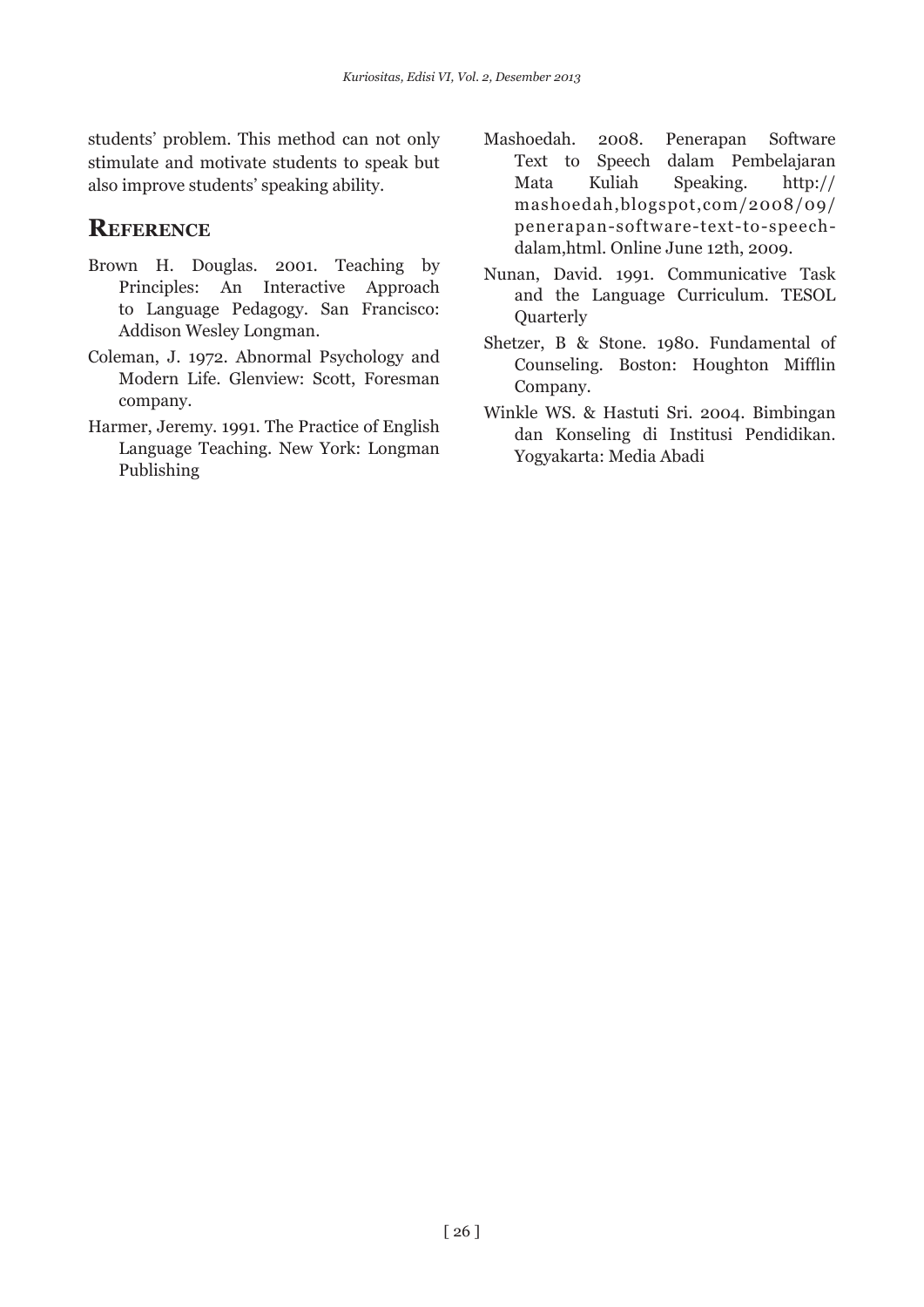students' problem. This method can not only stimulate and motivate students to speak but also improve students' speaking ability.

## Reference

Brown H. Douglas. 2001. Teaching by Principles: An Interactive Approach to Language Pedagogy. San Francisco: Addison Wesley Longman.

Coleman, J. 1972. Abnormal Psychology and Modern Life. Glenview: Scott, Foresman company.

Harmer, Jeremy. 1991. The Practice of English Language Teaching. New York: Longman Publishing

Mashoedah. 2008. Penerapan Software Text to Speech dalam Pembelajaran Mata Kuliah Speaking. http://mashoedah,blogspot,com/2008/09/penerapan-software-text-to-speech-dalam,html. Online June 12th, 2009.

Nunan, David. 1991. Communicative Task and the Language Curriculum. TESOL Quarterly

Shetzer, B & Stone. 1980. Fundamental of Counseling. Boston: Houghton Mifflin Company.

Winkle WS. & Hastuti Sri. 2004. Bimbingan dan Konseling di Institusi Pendidikan. Yogyakarta: Media Abadi